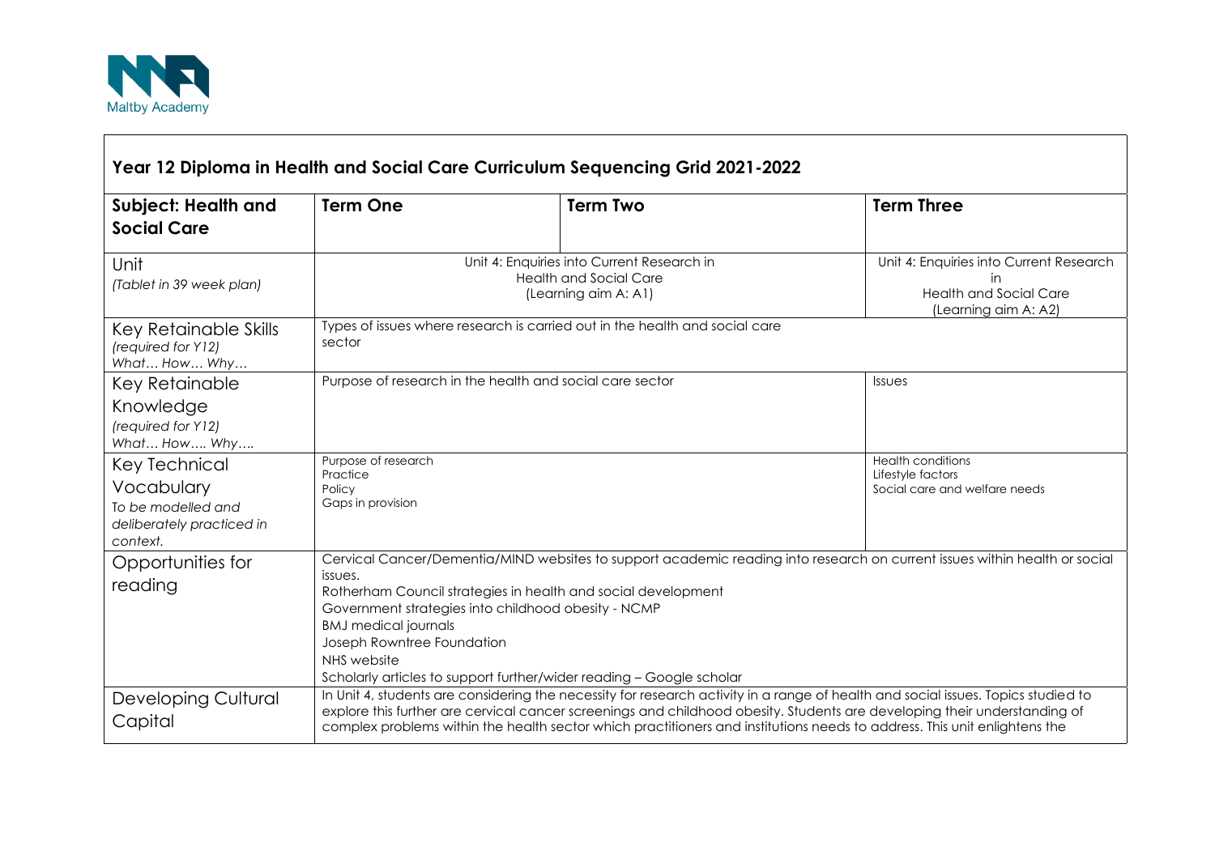Maltby Academy

## Year 12 Diploma in Health and Social Care Curriculum Sequencing Grid 2021-2022

| **Subject: Health and Social Care** | **Term One** | **Term Two** | **Term Three** |
|---|---|---|---|
| Unit *(Tablet in 39 week plan)* | Unit 4: Enquiries into Current Research in Health and Social Care (Learning aim A: A1) | | Unit 4: Enquiries into Current Research in Health and Social Care (Learning aim A: A2) |
| Key Retainable Skills *(required for Y12) What… How… Why…* | Types of issues where research is carried out in the health and social care sector | | |
| Key Retainable Knowledge *(required for Y12) What… How…. Why….* | Purpose of research in the health and social care sector | | Issues |
| Key Technical Vocabulary *To be modelled and deliberately practiced in context.* | Purpose of research<br>Practice<br>Policy<br>Gaps in provision | | Health conditions<br>Lifestyle factors<br>Social care and welfare needs |
| Opportunities for reading | Cervical Cancer/Dementia/MIND websites to support academic reading into research on current issues within health or social issues.<br>Rotherham Council strategies in health and social development<br>Government strategies into childhood obesity - NCMP<br>BMJ medical journals<br>Joseph Rowntree Foundation<br>NHS website<br>Scholarly articles to support further/wider reading – Google scholar | | |
| Developing Cultural Capital | In Unit 4, students are considering the necessity for research activity in a range of health and social issues. Topics studied to explore this further are cervical cancer screenings and childhood obesity. Students are developing their understanding of complex problems within the health sector which practitioners and institutions needs to address. This unit enlightens the | | |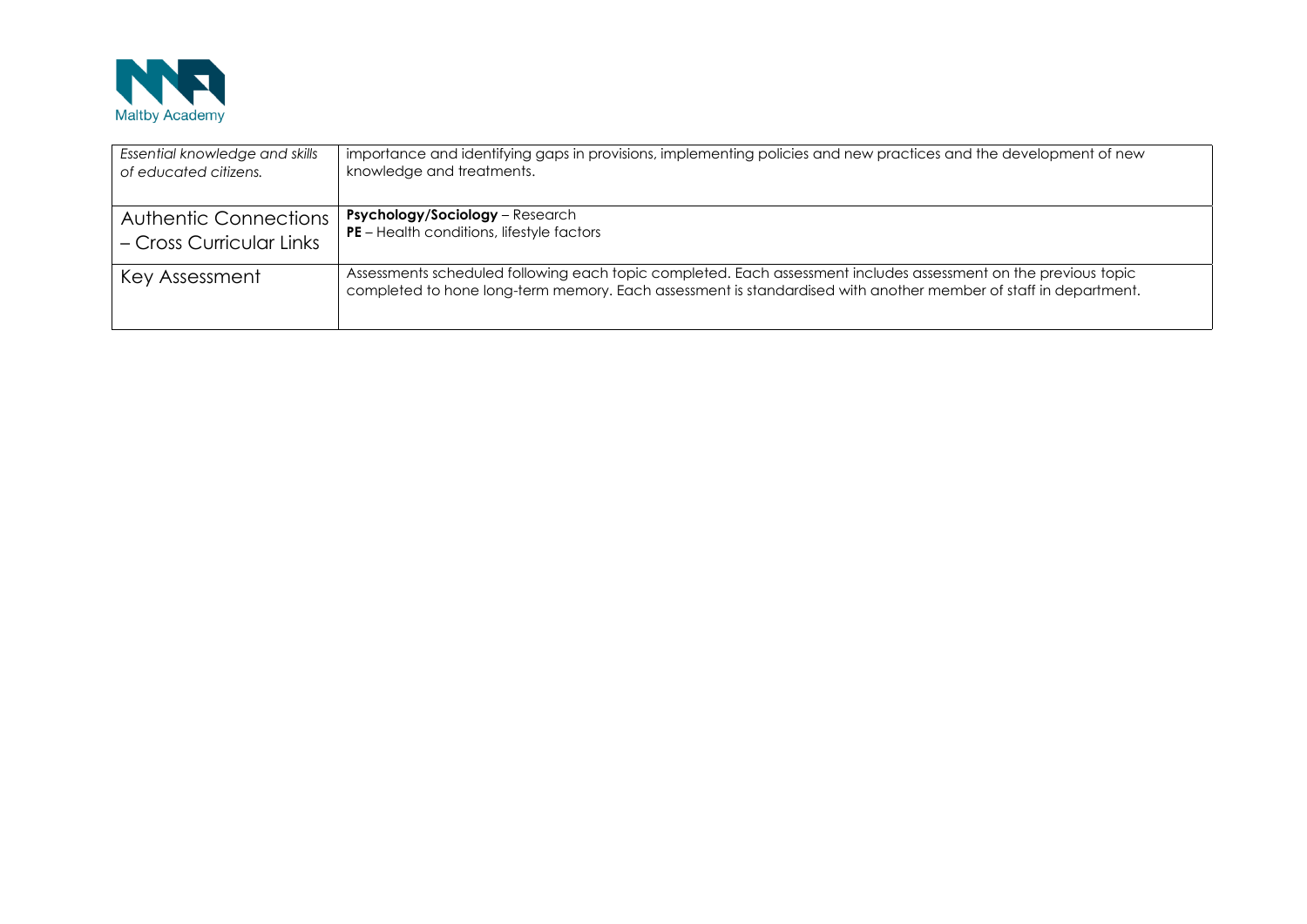| | |
|---|---|
| *Essential knowledge and skills of educated citizens.* | importance and identifying gaps in provisions, implementing policies and new practices and the development of new knowledge and treatments. |
| Authentic Connections – Cross Curricular Links | **Psychology/Sociology** – Research<br>**PE** – Health conditions, lifestyle factors |
| Key Assessment | Assessments scheduled following each topic completed. Each assessment includes assessment on the previous topic completed to hone long-term memory. Each assessment is standardised with another member of staff in department. |